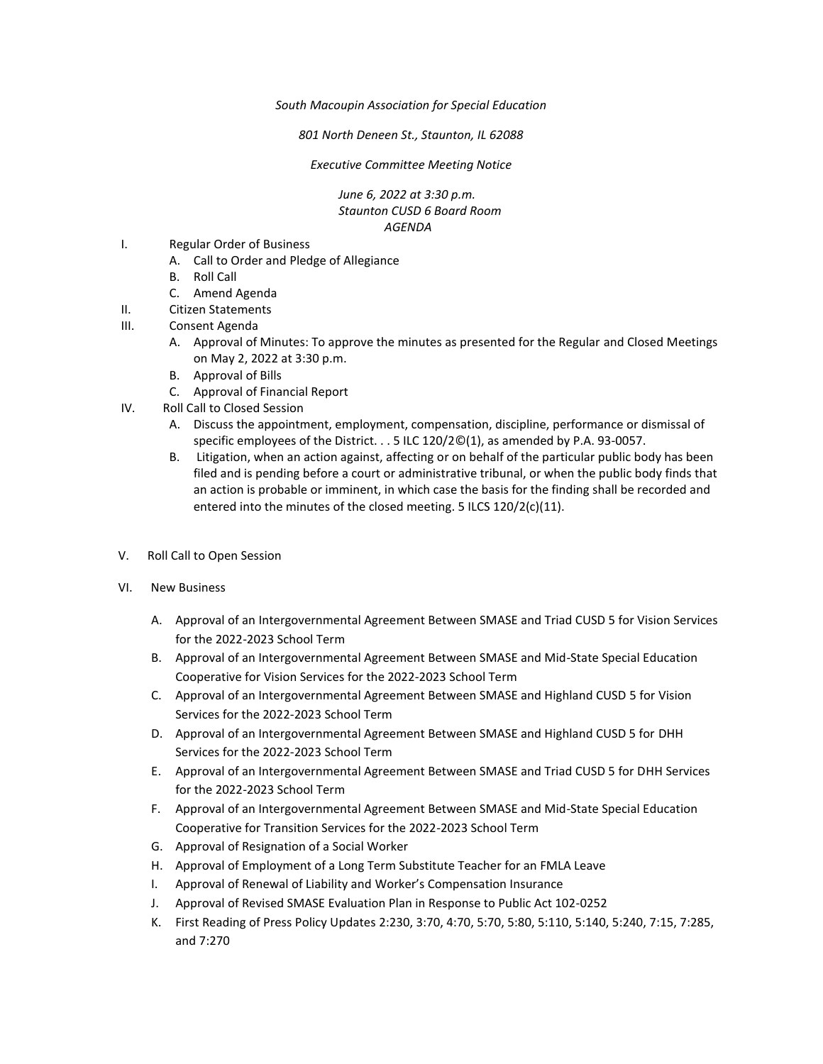*South Macoupin Association for Special Education*

*801 North Deneen St., Staunton, IL 62088*

*Executive Committee Meeting Notice*

*June 6, 2022 at 3:30 p.m.*
*Staunton CUSD 6 Board Room*
*AGENDA*

I. Regular Order of Business
   A. Call to Order and Pledge of Allegiance
   B. Roll Call
   C. Amend Agenda

II. Citizen Statements

III. Consent Agenda
   A. Approval of Minutes: To approve the minutes as presented for the Regular and Closed Meetings on May 2, 2022 at 3:30 p.m.
   B. Approval of Bills
   C. Approval of Financial Report

IV. Roll Call to Closed Session
   A. Discuss the appointment, employment, compensation, discipline, performance or dismissal of specific employees of the District. . . 5 ILC 120/2©(1), as amended by P.A. 93-0057.
   B. Litigation, when an action against, affecting or on behalf of the particular public body has been filed and is pending before a court or administrative tribunal, or when the public body finds that an action is probable or imminent, in which case the basis for the finding shall be recorded and entered into the minutes of the closed meeting. 5 ILCS 120/2(c)(11).

V. Roll Call to Open Session

VI. New Business

   A. Approval of an Intergovernmental Agreement Between SMASE and Triad CUSD 5 for Vision Services for the 2022-2023 School Term
   B. Approval of an Intergovernmental Agreement Between SMASE and Mid-State Special Education Cooperative for Vision Services for the 2022-2023 School Term
   C. Approval of an Intergovernmental Agreement Between SMASE and Highland CUSD 5 for Vision Services for the 2022-2023 School Term
   D. Approval of an Intergovernmental Agreement Between SMASE and Highland CUSD 5 for DHH Services for the 2022-2023 School Term
   E. Approval of an Intergovernmental Agreement Between SMASE and Triad CUSD 5 for DHH Services for the 2022-2023 School Term
   F. Approval of an Intergovernmental Agreement Between SMASE and Mid-State Special Education Cooperative for Transition Services for the 2022-2023 School Term
   G. Approval of Resignation of a Social Worker
   H. Approval of Employment of a Long Term Substitute Teacher for an FMLA Leave
   I. Approval of Renewal of Liability and Worker's Compensation Insurance
   J. Approval of Revised SMASE Evaluation Plan in Response to Public Act 102-0252
   K. First Reading of Press Policy Updates 2:230, 3:70, 4:70, 5:70, 5:80, 5:110, 5:140, 5:240, 7:15, 7:285, and 7:270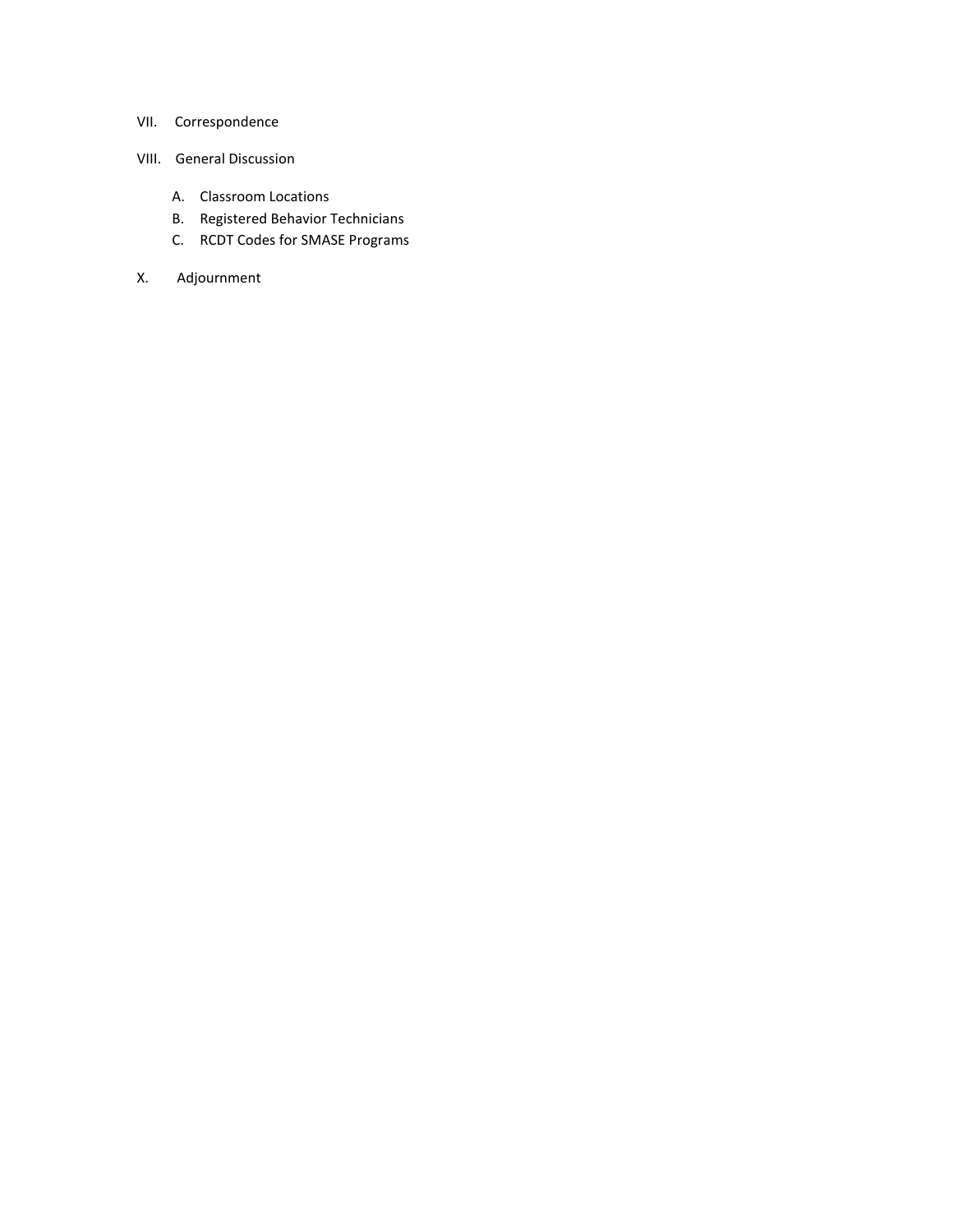VII. Correspondence

VIII. General Discussion

   A. Classroom Locations
   B. Registered Behavior Technicians
   C. RCDT Codes for SMASE Programs

X. Adjournment